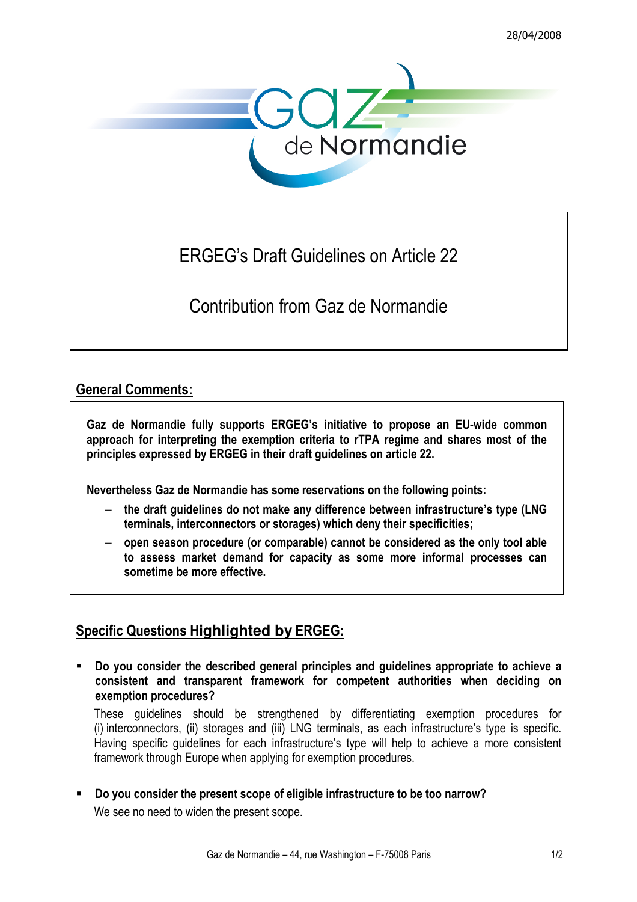28/04/2008

# ERGEG's Draft Guidelines on Article 22

# Contribution from Gaz de Normandie

## General Comments:

**Gaz de Normandie fully supports ERGEG's initiative to propose an EU-wide common approach for interpreting the exemption criteria to rTPA regime and shares most of the principles expressed by ERGEG in their draft guidelines on article 22.**

**Nevertheless Gaz de Normandie has some reservations on the following points:**

- **the draft guidelines do not make any difference between infrastructure's type (LNG terminals, interconnectors or storages) which deny their specificities;**
- **open season procedure (or comparable) cannot be considered as the only tool able to assess market demand for capacity as some more informal processes can sometime be more effective.**

## Specific Questions Highlighted by ERGEG:

- **Do you consider the described general principles and guidelines appropriate to achieve a consistent and transparent framework for competent authorities when deciding on exemption procedures?**

  These guidelines should be strengthened by differentiating exemption procedures for (i) interconnectors, (ii) storages and (iii) LNG terminals, as each infrastructure's type is specific. Having specific guidelines for each infrastructure's type will help to achieve a more consistent framework through Europe when applying for exemption procedures.

- **Do you consider the present scope of eligible infrastructure to be too narrow?**

  We see no need to widen the present scope.

Gaz de Normandie – 44, rue Washington – F-75008 Paris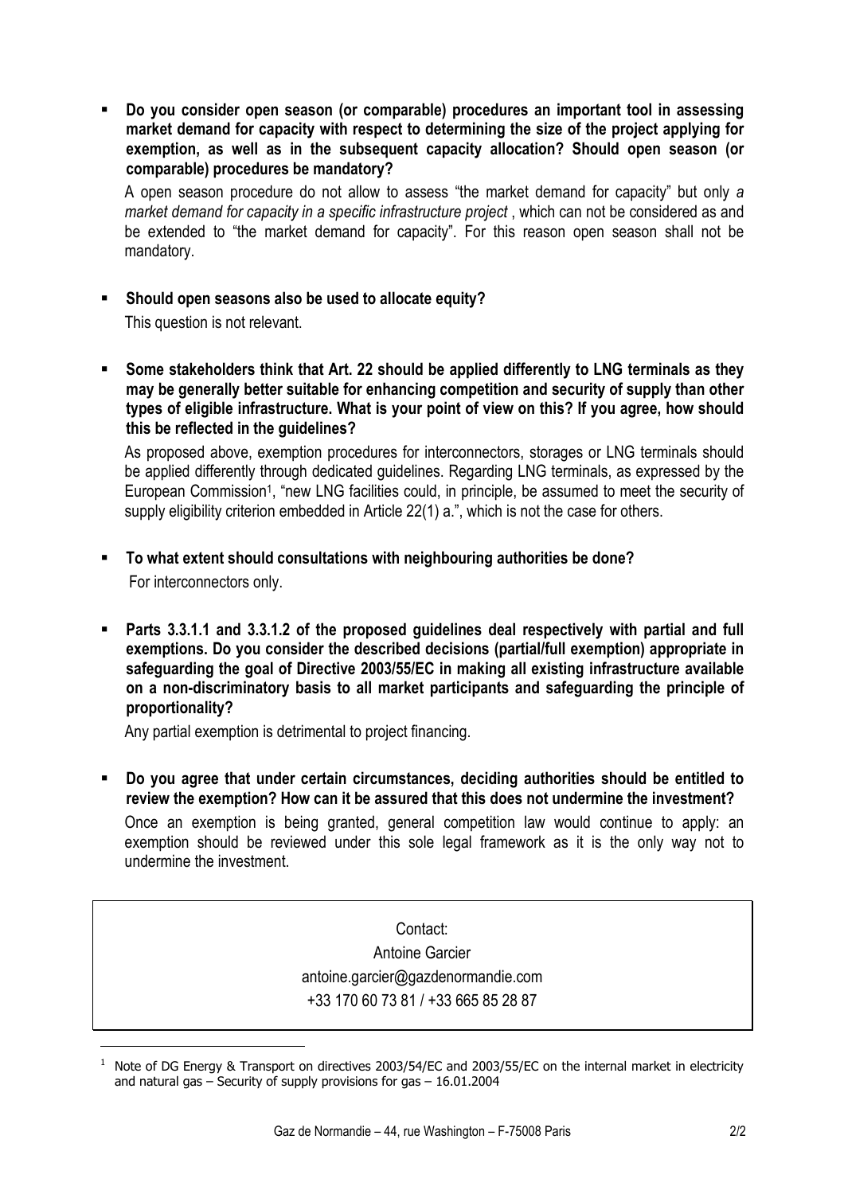- **Do you consider open season (or comparable) procedures an important tool in assessing market demand for capacity with respect to determining the size of the project applying for exemption, as well as in the subsequent capacity allocation? Should open season (or comparable) procedures be mandatory?**

  A open season procedure do not allow to assess "the market demand for capacity" but only *a market demand for capacity in a specific infrastructure project* , which can not be considered as and be extended to "the market demand for capacity". For this reason open season shall not be mandatory.

- **Should open seasons also be used to allocate equity?**

  This question is not relevant.

- **Some stakeholders think that Art. 22 should be applied differently to LNG terminals as they may be generally better suitable for enhancing competition and security of supply than other types of eligible infrastructure. What is your point of view on this? If you agree, how should this be reflected in the guidelines?**

  As proposed above, exemption procedures for interconnectors, storages or LNG terminals should be applied differently through dedicated guidelines. Regarding LNG terminals, as expressed by the European Commission[1], "new LNG facilities could, in principle, be assumed to meet the security of supply eligibility criterion embedded in Article 22(1) a.", which is not the case for others.

- **To what extent should consultations with neighbouring authorities be done?**

  For interconnectors only.

- **Parts 3.3.1.1 and 3.3.1.2 of the proposed guidelines deal respectively with partial and full exemptions. Do you consider the described decisions (partial/full exemption) appropriate in safeguarding the goal of Directive 2003/55/EC in making all existing infrastructure available on a non-discriminatory basis to all market participants and safeguarding the principle of proportionality?**

  Any partial exemption is detrimental to project financing.

- **Do you agree that under certain circumstances, deciding authorities should be entitled to review the exemption? How can it be assured that this does not undermine the investment?**

  Once an exemption is being granted, general competition law would continue to apply: an exemption should be reviewed under this sole legal framework as it is the only way not to undermine the investment.

Contact:
Antoine Garcier
antoine.garcier@gazdenormandie.com
+33 170 60 73 81 / +33 665 85 28 87

[1] Note of DG Energy & Transport on directives 2003/54/EC and 2003/55/EC on the internal market in electricity and natural gas – Security of supply provisions for gas – 16.01.2004

Gaz de Normandie – 44, rue Washington – F-75008 Paris